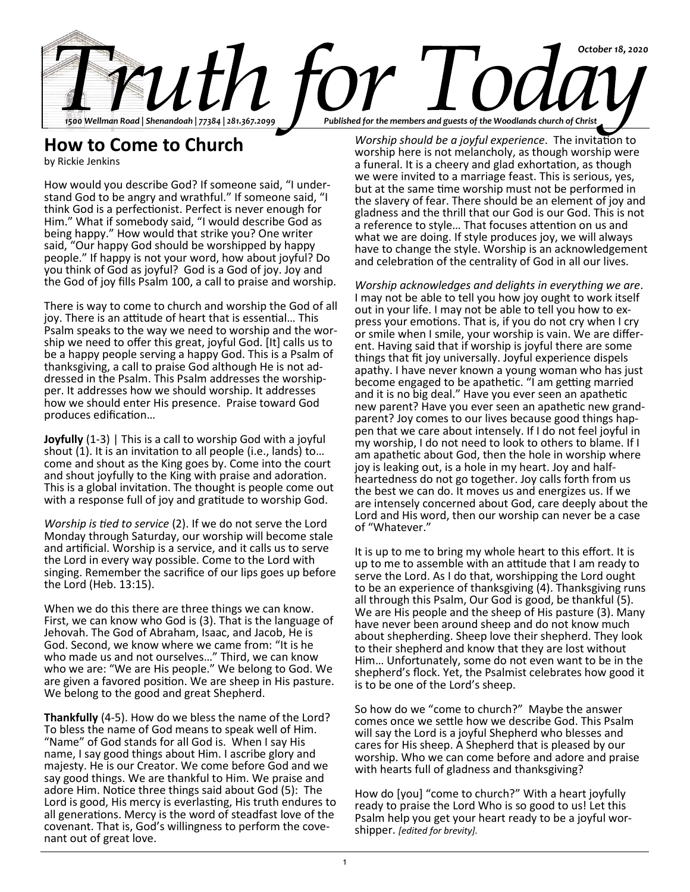# Truth for Today

October 18, 2020

1500 Wellman Road | Shenandoah | 77384 | 281.367.2099

Published for the members and guests of the Woodlands church of Christ

## How to Come to Church

by Rickie Jenkins

How would you describe God? If someone said, "I understand God to be angry and wrathful." If someone said, "I think God is a perfectionist. Perfect is never enough for Him." What if somebody said, "I would describe God as being happy." How would that strike you? One writer said, "Our happy God should be worshipped by happy people." If happy is not your word, how about joyful? Do you think of God as joyful? God is a God of joy. Joy and the God of joy fills Psalm 100, a call to praise and worship.

There is way to come to church and worship the God of all joy. There is an attitude of heart that is essential… This Psalm speaks to the way we need to worship and the worship we need to offer this great, joyful God. [It] calls us to be a happy people serving a happy God. This is a Psalm of thanksgiving, a call to praise God although He is not addressed in the Psalm. This Psalm addresses the worshipper. It addresses how we should worship. It addresses how we should enter His presence. Praise toward God produces edification…

**Joyfully** (1-3) | This is a call to worship God with a joyful shout (1). It is an invitation to all people (i.e., lands) to… come and shout as the King goes by. Come into the court and shout joyfully to the King with praise and adoration. This is a global invitation. The thought is people come out with a response full of joy and gratitude to worship God.

*Worship is tied to service* (2). If we do not serve the Lord Monday through Saturday, our worship will become stale and artificial. Worship is a service, and it calls us to serve the Lord in every way possible. Come to the Lord with singing. Remember the sacrifice of our lips goes up before the Lord (Heb. 13:15).

When we do this there are three things we can know. First, we can know who God is (3). That is the language of Jehovah. The God of Abraham, Isaac, and Jacob, He is God. Second, we know where we came from: "It is he who made us and not ourselves…" Third, we can know who we are: "We are His people." We belong to God. We are given a favored position. We are sheep in His pasture. We belong to the good and great Shepherd.

**Thankfully** (4-5). How do we bless the name of the Lord? To bless the name of God means to speak well of Him. "Name" of God stands for all God is. When I say His name, I say good things about Him. I ascribe glory and majesty. He is our Creator. We come before God and we say good things. We are thankful to Him. We praise and adore Him. Notice three things said about God (5): The Lord is good, His mercy is everlasting, His truth endures to all generations. Mercy is the word of steadfast love of the covenant. That is, God's willingness to perform the covenant out of great love.

*Worship should be a joyful experience*. The invitation to worship here is not melancholy, as though worship were a funeral. It is a cheery and glad exhortation, as though we were invited to a marriage feast. This is serious, yes, but at the same time worship must not be performed in the slavery of fear. There should be an element of joy and gladness and the thrill that our God is our God. This is not a reference to style… That focuses attention on us and what we are doing. If style produces joy, we will always have to change the style. Worship is an acknowledgement and celebration of the centrality of God in all our lives.

*Worship acknowledges and delights in everything we are*. I may not be able to tell you how joy ought to work itself out in your life. I may not be able to tell you how to express your emotions. That is, if you do not cry when I cry or smile when I smile, your worship is vain. We are different. Having said that if worship is joyful there are some things that fit joy universally. Joyful experience dispels apathy. I have never known a young woman who has just become engaged to be apathetic. "I am getting married and it is no big deal." Have you ever seen an apathetic new parent? Have you ever seen an apathetic new grandparent? Joy comes to our lives because good things happen that we care about intensely. If I do not feel joyful in my worship, I do not need to look to others to blame. If I am apathetic about God, then the hole in worship where joy is leaking out, is a hole in my heart. Joy and half-heartedness do not go together. Joy calls forth from us the best we can do. It moves us and energizes us. If we are intensely concerned about God, care deeply about the Lord and His word, then our worship can never be a case of "Whatever."

It is up to me to bring my whole heart to this effort. It is up to me to assemble with an attitude that I am ready to serve the Lord. As I do that, worshipping the Lord ought to be an experience of thanksgiving (4). Thanksgiving runs all through this Psalm, Our God is good, be thankful (5). We are His people and the sheep of His pasture (3). Many have never been around sheep and do not know much about shepherding. Sheep love their shepherd. They look to their shepherd and know that they are lost without Him… Unfortunately, some do not even want to be in the shepherd's flock. Yet, the Psalmist celebrates how good it is to be one of the Lord's sheep.

So how do we "come to church?" Maybe the answer comes once we settle how we describe God. This Psalm will say the Lord is a joyful Shepherd who blesses and cares for His sheep. A Shepherd that is pleased by our worship. Who we can come before and adore and praise with hearts full of gladness and thanksgiving?

How do [you] "come to church?" With a heart joyfully ready to praise the Lord Who is so good to us! Let this Psalm help you get your heart ready to be a joyful worshipper. *[edited for brevity].*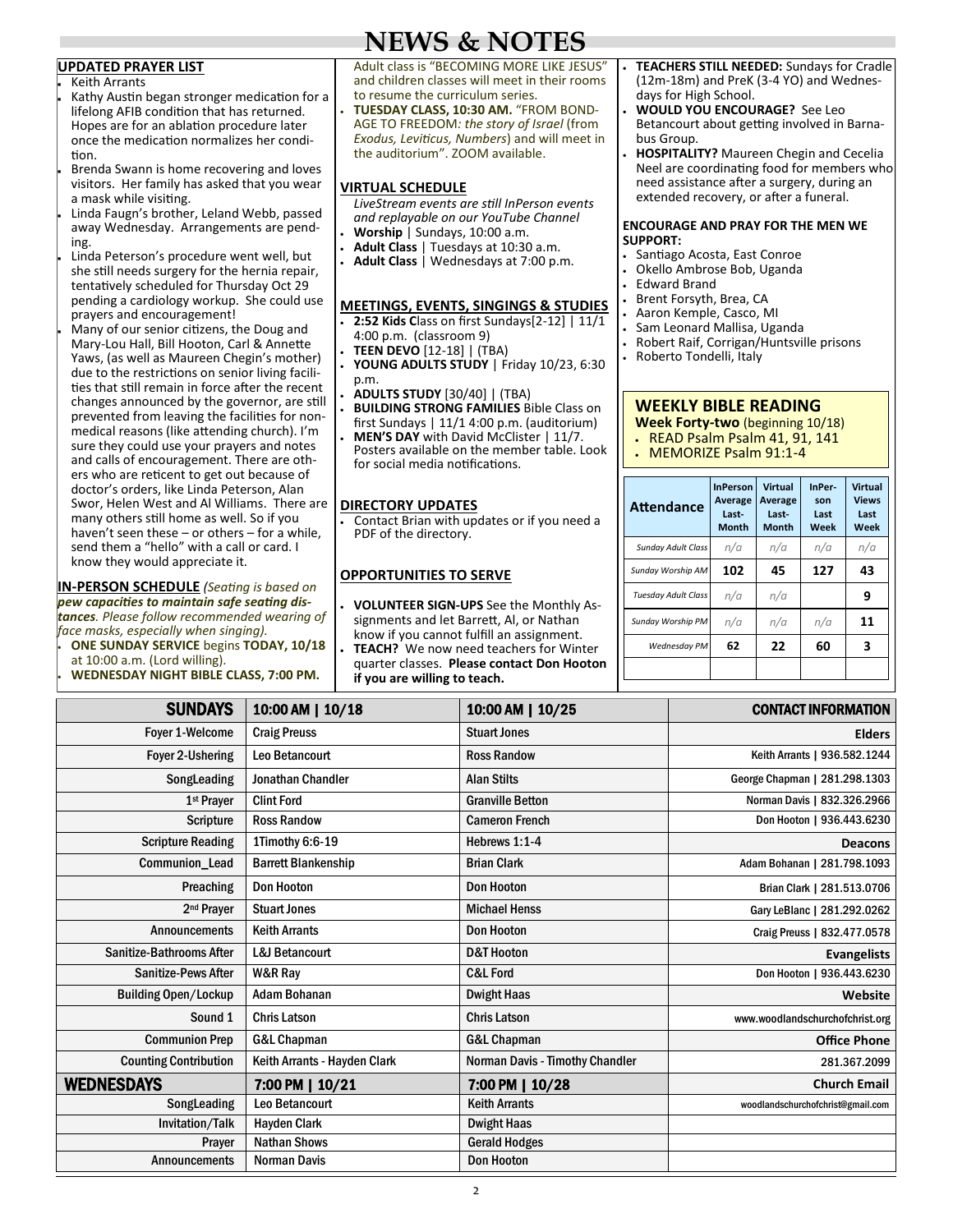# NEWS & NOTES

## UPDATED PRAYER LIST

- Keith Arrants
- Kathy Austin began stronger medication for a lifelong AFIB condition that has returned. Hopes are for an ablation procedure later once the medication normalizes her condition.
- Brenda Swann is home recovering and loves visitors. Her family has asked that you wear a mask while visiting.
- Linda Faugn's brother, Leland Webb, passed away Wednesday. Arrangements are pending.
- Linda Peterson's procedure went well, but she still needs surgery for the hernia repair, tentatively scheduled for Thursday Oct 29 pending a cardiology workup. She could use prayers and encouragement!
- Many of our senior citizens, the Doug and Mary-Lou Hall, Bill Hooton, Carl & Annette Yaws, (as well as Maureen Chegin's mother) due to the restrictions on senior living facilities that still remain in force after the recent changes announced by the governor, are still prevented from leaving the facilities for non-medical reasons (like attending church). I'm sure they could use your prayers and notes and calls of encouragement. There are others who are reticent to get out because of doctor's orders, like Linda Peterson, Alan Swor, Helen West and Al Williams. There are many others still home as well. So if you haven't seen these – or others – for a while, send them a "hello" with a call or card. I know they would appreciate it.

## IN-PERSON SCHEDULE *(Seating is based on pew capacities to maintain safe seating distances. Please follow recommended wearing of face masks, especially when singing).*

- **ONE SUNDAY SERVICE** begins **TODAY, 10/18** at 10:00 a.m. (Lord willing).
- **WEDNESDAY NIGHT BIBLE CLASS, 7:00 PM.** Adult class is "BECOMING MORE LIKE JESUS" and children classes will meet in their rooms to resume the curriculum series.
- **TUESDAY CLASS, 10:30 AM.** "FROM BONDAGE TO FREEDOM: *the story of Israel* (from *Exodus, Leviticus, Numbers*) and will meet in the auditorium". ZOOM available.

## VIRTUAL SCHEDULE

*LiveStream events are still InPerson events and replayable on our YouTube Channel*

- **Worship** | Sundays, 10:00 a.m.
- **Adult Class** | Tuesdays at 10:30 a.m.
- **Adult Class** | Wednesdays at 7:00 p.m.

## MEETINGS, EVENTS, SINGINGS & STUDIES

- **2:52 Kids C**lass on first Sundays[2-12] | 11/1 4:00 p.m. (classroom 9)
- **TEEN DEVO** [12-18] | (TBA)
- **YOUNG ADULTS STUDY** | Friday 10/23, 6:30 p.m.
- **ADULTS STUDY** [30/40] | (TBA)
- **BUILDING STRONG FAMILIES** Bible Class on first Sundays | 11/1 4:00 p.m. (auditorium)
- **MEN'S DAY** with David McClister | 11/7. Posters available on the member table. Look for social media notifications.

## DIRECTORY UPDATES

- Contact Brian with updates or if you need a PDF of the directory.

## OPPORTUNITIES TO SERVE

- **VOLUNTEER SIGN-UPS** See the Monthly Assignments and let Barrett, Al, or Nathan know if you cannot fulfill an assignment.
- **TEACH?** We now need teachers for Winter quarter classes. **Please contact Don Hooton if you are willing to teach.**
- **TEACHERS STILL NEEDED:** Sundays for Cradle (12m-18m) and PreK (3-4 YO) and Wednesdays for High School.
- **WOULD YOU ENCOURAGE?** See Leo Betancourt about getting involved in Barnabus Group.
- **HOSPITALITY?** Maureen Chegin and Cecelia Neel are coordinating food for members who need assistance after a surgery, during an extended recovery, or after a funeral.

## ENCOURAGE AND PRAY FOR THE MEN WE SUPPORT:

- Santiago Acosta, East Conroe
- Okello Ambrose Bob, Uganda
- Edward Brand
- Brent Forsyth, Brea, CA
- Aaron Kemple, Casco, MI
- Sam Leonard Mallisa, Uganda
- Robert Raif, Corrigan/Huntsville prisons
- Roberto Tondelli, Italy

## WEEKLY BIBLE READING

**Week Forty-two** (beginning 10/18)

- READ Psalm 41, 91, 141
- MEMORIZE Psalm 91:1-4

| Attendance | InPerson Average Last-Month | Virtual Average Last-Month | InPerson Last Week | Virtual Views Last Week |
|---|---|---|---|---|
| Sunday Adult Class | n/a | n/a | n/a | n/a |
| Sunday Worship AM | 102 | 45 | 127 | 43 |
| Tuesday Adult Class | n/a | n/a | | 9 |
| Sunday Worship PM | n/a | n/a | n/a | 11 |
| Wednesday PM | 62 | 22 | 60 | 3 |

| SUNDAYS | 10:00 AM \| 10/18 | 10:00 AM \| 10/25 |
|---|---|---|
| Foyer 1-Welcome | Craig Preuss | Stuart Jones |
| Foyer 2-Ushering | Leo Betancourt | Ross Randow |
| SongLeading | Jonathan Chandler | Alan Stilts |
| 1st Prayer | Clint Ford | Granville Betton |
| Scripture | Ross Randow | Cameron French |
| Scripture Reading | 1Timothy 6:6-19 | Hebrews 1:1-4 |
| Communion_Lead | Barrett Blankenship | Brian Clark |
| Preaching | Don Hooton | Don Hooton |
| 2nd Prayer | Stuart Jones | Michael Henss |
| Announcements | Keith Arrants | Don Hooton |
| Sanitize-Bathrooms After | L&J Betancourt | D&T Hooton |
| Sanitize-Pews After | W&R Ray | C&L Ford |
| Building Open/Lockup | Adam Bohanan | Dwight Haas |
| Sound 1 | Chris Latson | Chris Latson |
| Communion Prep | G&L Chapman | G&L Chapman |
| Counting Contribution | Keith Arrants - Hayden Clark | Norman Davis - Timothy Chandler |
| **WEDNESDAYS** | **7:00 PM \| 10/21** | **7:00 PM \| 10/28** |
| SongLeading | Leo Betancourt | Keith Arrants |
| Invitation/Talk | Hayden Clark | Dwight Haas |
| Prayer | Nathan Shows | Gerald Hodges |
| Announcements | Norman Davis | Don Hooton |

## CONTACT INFORMATION

**Elders**

- Keith Arrants | 936.582.1244
- George Chapman | 281.298.1303
- Norman Davis | 832.326.2966
- Don Hooton | 936.443.6230

**Deacons**

- Adam Bohanan | 281.798.1093
- Brian Clark | 281.513.0706
- Gary LeBlanc | 281.292.0262
- Craig Preuss | 832.477.0578

**Evangelists**

- Don Hooton | 936.443.6230

**Website**

www.woodlandschurchofchrist.org

**Office Phone**

281.367.2099

**Church Email**

woodlandschurchofchrist@gmail.com